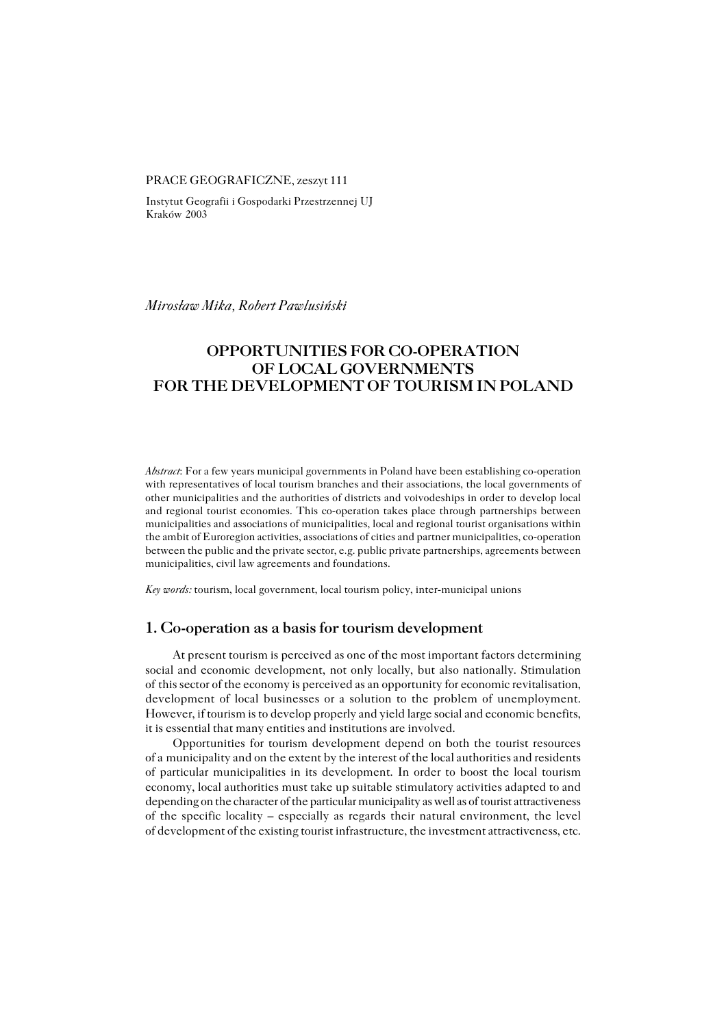PRACE GEOGRAFICZNE, zeszyt 111

Instytut Geografii i Gospodarki Przestrzennej UJ
Kraków 2003

*Mirosław Mika, Robert Pawlusiński*

# OPPORTUNITIES FOR CO-OPERATION OF LOCAL GOVERNMENTS FOR THE DEVELOPMENT OF TOURISM IN POLAND

*Abstract*: For a few years municipal governments in Poland have been establishing co-operation with representatives of local tourism branches and their associations, the local governments of other municipalities and the authorities of districts and voivodeships in order to develop local and regional tourist economies. This co-operation takes place through partnerships between municipalities and associations of municipalities, local and regional tourist organisations within the ambit of Euroregion activities, associations of cities and partner municipalities, co-operation between the public and the private sector, e.g. public private partnerships, agreements between municipalities, civil law agreements and foundations.

*Key words:* tourism, local government, local tourism policy, inter-municipal unions

## 1. Co-operation as a basis for tourism development

At present tourism is perceived as one of the most important factors determining social and economic development, not only locally, but also nationally. Stimulation of this sector of the economy is perceived as an opportunity for economic revitalisation, development of local businesses or a solution to the problem of unemployment. However, if tourism is to develop properly and yield large social and economic benefits, it is essential that many entities and institutions are involved.

Opportunities for tourism development depend on both the tourist resources of a municipality and on the extent by the interest of the local authorities and residents of particular municipalities in its development. In order to boost the local tourism economy, local authorities must take up suitable stimulatory activities adapted to and depending on the character of the particular municipality as well as of tourist attractiveness of the specific locality – especially as regards their natural environment, the level of development of the existing tourist infrastructure, the investment attractiveness, etc.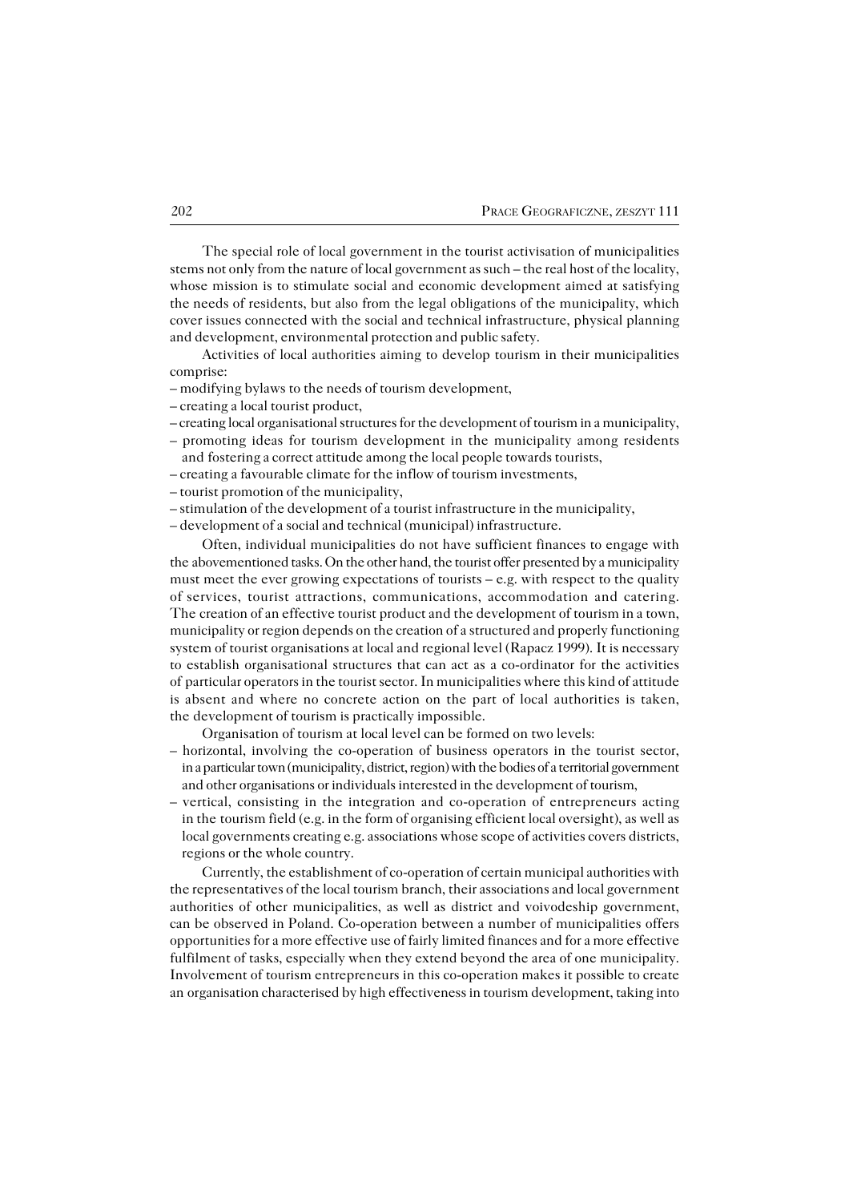The special role of local government in the tourist activisation of municipalities stems not only from the nature of local government as such – the real host of the locality, whose mission is to stimulate social and economic development aimed at satisfying the needs of residents, but also from the legal obligations of the municipality, which cover issues connected with the social and technical infrastructure, physical planning and development, environmental protection and public safety.

Activities of local authorities aiming to develop tourism in their municipalities comprise:

– modifying bylaws to the needs of tourism development,
– creating a local tourist product,
– creating local organisational structures for the development of tourism in a municipality,
– promoting ideas for tourism development in the municipality among residents and fostering a correct attitude among the local people towards tourists,
– creating a favourable climate for the inflow of tourism investments,
– tourist promotion of the municipality,
– stimulation of the development of a tourist infrastructure in the municipality,
– development of a social and technical (municipal) infrastructure.

Often, individual municipalities do not have sufficient finances to engage with the abovementioned tasks. On the other hand, the tourist offer presented by a municipality must meet the ever growing expectations of tourists – e.g. with respect to the quality of services, tourist attractions, communications, accommodation and catering. The creation of an effective tourist product and the development of tourism in a town, municipality or region depends on the creation of a structured and properly functioning system of tourist organisations at local and regional level (Rapacz 1999). It is necessary to establish organisational structures that can act as a co-ordinator for the activities of particular operators in the tourist sector. In municipalities where this kind of attitude is absent and where no concrete action on the part of local authorities is taken, the development of tourism is practically impossible.

Organisation of tourism at local level can be formed on two levels:

– horizontal, involving the co-operation of business operators in the tourist sector, in a particular town (municipality, district, region) with the bodies of a territorial government and other organisations or individuals interested in the development of tourism,
– vertical, consisting in the integration and co-operation of entrepreneurs acting in the tourism field (e.g. in the form of organising efficient local oversight), as well as local governments creating e.g. associations whose scope of activities covers districts, regions or the whole country.

Currently, the establishment of co-operation of certain municipal authorities with the representatives of the local tourism branch, their associations and local government authorities of other municipalities, as well as district and voivodeship government, can be observed in Poland. Co-operation between a number of municipalities offers opportunities for a more effective use of fairly limited finances and for a more effective fulfilment of tasks, especially when they extend beyond the area of one municipality. Involvement of tourism entrepreneurs in this co-operation makes it possible to create an organisation characterised by high effectiveness in tourism development, taking into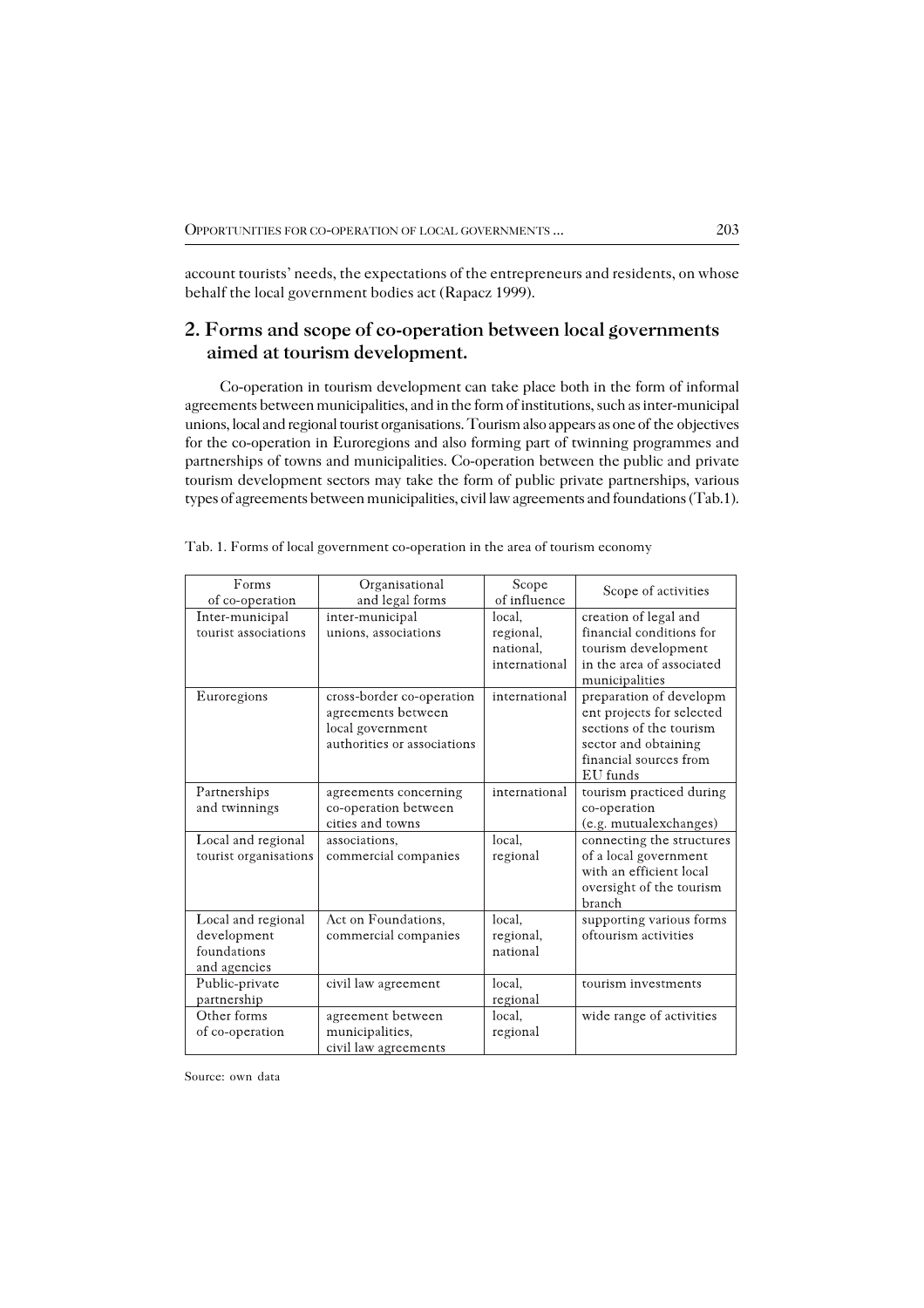account tourists' needs, the expectations of the entrepreneurs and residents, on whose behalf the local government bodies act (Rapacz 1999).

## 2. Forms and scope of co-operation between local governments aimed at tourism development.

Co-operation in tourism development can take place both in the form of informal agreements between municipalities, and in the form of institutions, such as inter-municipal unions, local and regional tourist organisations. Tourism also appears as one of the objectives for the co-operation in Euroregions and also forming part of twinning programmes and partnerships of towns and municipalities. Co-operation between the public and private tourism development sectors may take the form of public private partnerships, various types of agreements between municipalities, civil law agreements and foundations (Tab.1).

Tab. 1. Forms of local government co-operation in the area of tourism economy

| Forms of co-operation | Organisational and legal forms | Scope of influence | Scope of activities |
|---|---|---|---|
| Inter-municipal tourist associations | inter-municipal unions, associations | local, regional, national, international | creation of legal and financial conditions for tourism development in the area of associated municipalities |
| Euroregions | cross-border co-operation agreements between local government authorities or associations | international | preparation of developm ent projects for selected sections of the tourism sector and obtaining financial sources from EU funds |
| Partnerships and twinnings | agreements concerning co-operation between cities and towns | international | tourism practiced during co-operation (e.g. mutualexchanges) |
| Local and regional tourist organisations | associations, commercial companies | local, regional | connecting the structures of a local government with an efficient local oversight of the tourism branch |
| Local and regional development foundations and agencies | Act on Foundations, commercial companies | local, regional, national | supporting various forms oftourism activities |
| Public-private partnership | civil law agreement | local, regional | tourism investments |
| Other forms of co-operation | agreement between municipalities, civil law agreements | local, regional | wide range of activities |

Source: own data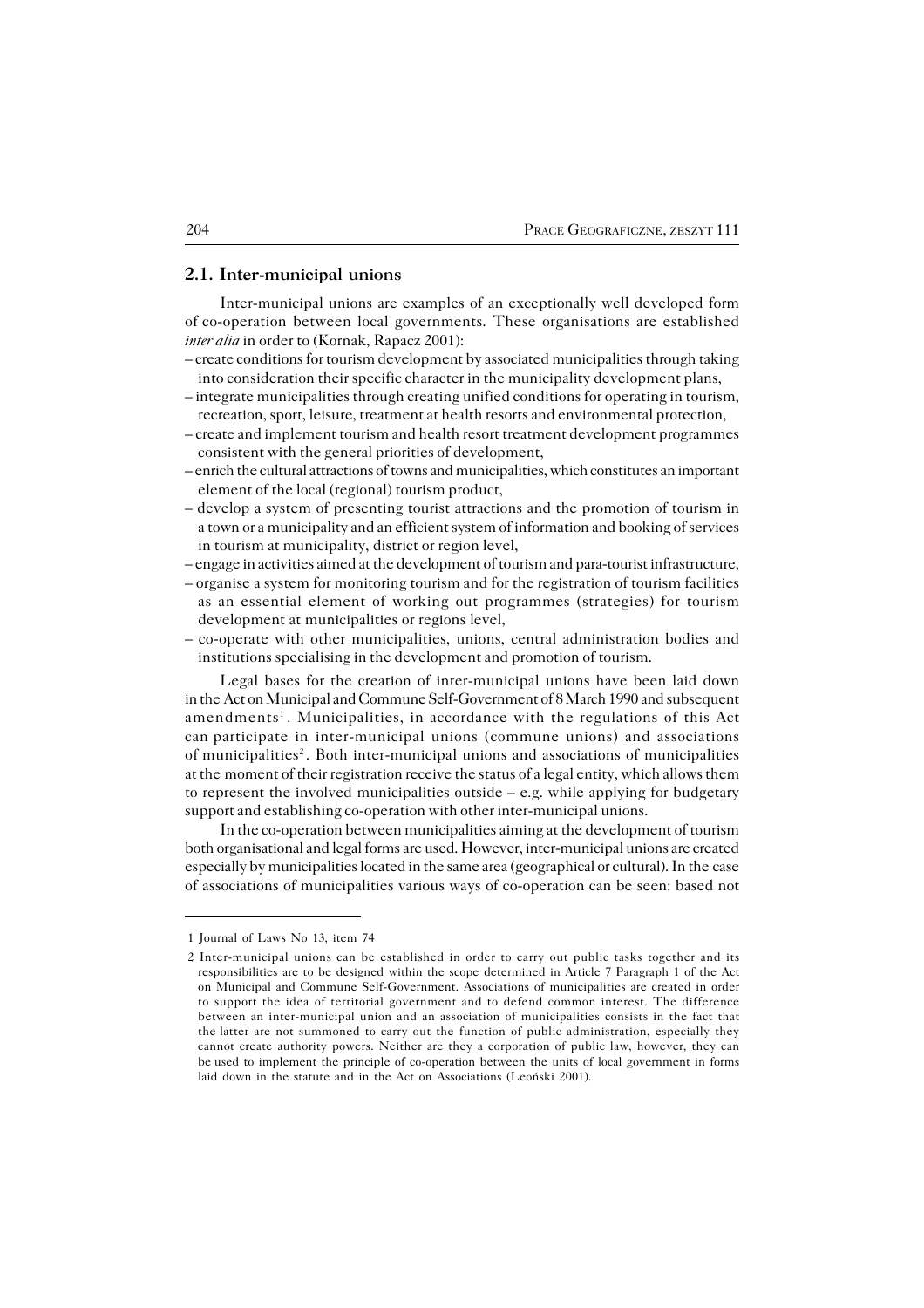## 2.1. Inter-municipal unions

Inter-municipal unions are examples of an exceptionally well developed form of co-operation between local governments. These organisations are established *inter alia* in order to (Kornak, Rapacz 2001):

– create conditions for tourism development by associated municipalities through taking into consideration their specific character in the municipality development plans,
– integrate municipalities through creating unified conditions for operating in tourism, recreation, sport, leisure, treatment at health resorts and environmental protection,
– create and implement tourism and health resort treatment development programmes consistent with the general priorities of development,
– enrich the cultural attractions of towns and municipalities, which constitutes an important element of the local (regional) tourism product,
– develop a system of presenting tourist attractions and the promotion of tourism in a town or a municipality and an efficient system of information and booking of services in tourism at municipality, district or region level,
– engage in activities aimed at the development of tourism and para-tourist infrastructure,
– organise a system for monitoring tourism and for the registration of tourism facilities as an essential element of working out programmes (strategies) for tourism development at municipalities or regions level,
– co-operate with other municipalities, unions, central administration bodies and institutions specialising in the development and promotion of tourism.

Legal bases for the creation of inter-municipal unions have been laid down in the Act on Municipal and Commune Self-Government of 8 March 1990 and subsequent amendments[1]. Municipalities, in accordance with the regulations of this Act can participate in inter-municipal unions (commune unions) and associations of municipalities[2]. Both inter-municipal unions and associations of municipalities at the moment of their registration receive the status of a legal entity, which allows them to represent the involved municipalities outside – e.g. while applying for budgetary support and establishing co-operation with other inter-municipal unions.

In the co-operation between municipalities aiming at the development of tourism both organisational and legal forms are used. However, inter-municipal unions are created especially by municipalities located in the same area (geographical or cultural). In the case of associations of municipalities various ways of co-operation can be seen: based not

---

1 Journal of Laws No 13, item 74

2 Inter-municipal unions can be established in order to carry out public tasks together and its responsibilities are to be designed within the scope determined in Article 7 Paragraph 1 of the Act on Municipal and Commune Self-Government. Associations of municipalities are created in order to support the idea of territorial government and to defend common interest. The difference between an inter-municipal union and an association of municipalities consists in the fact that the latter are not summoned to carry out the function of public administration, especially they cannot create authority powers. Neither are they a corporation of public law, however, they can be used to implement the principle of co-operation between the units of local government in forms laid down in the statute and in the Act on Associations (Leoński 2001).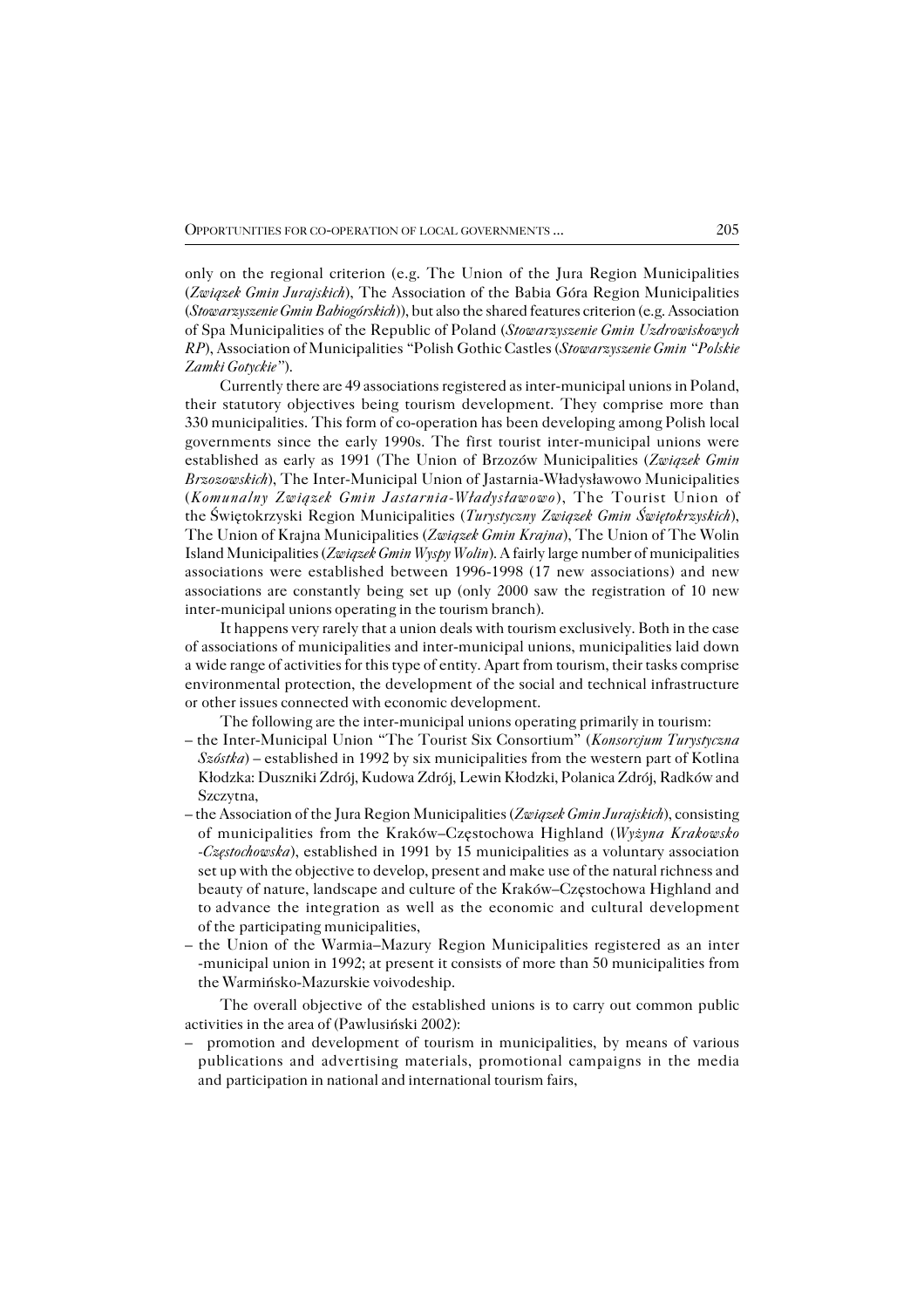only on the regional criterion (e.g. The Union of the Jura Region Municipalities (*Związek Gmin Jurajskich*), The Association of the Babia Góra Region Municipalities (*Stowarzyszenie Gmin Babiogórskich*)), but also the shared features criterion (e.g. Association of Spa Municipalities of the Republic of Poland (*Stowarzyszenie Gmin Uzdrowiskowych RP*), Association of Municipalities "Polish Gothic Castles (*Stowarzyszenie Gmin "Polskie Zamki Gotyckie"*).

Currently there are 49 associations registered as inter-municipal unions in Poland, their statutory objectives being tourism development. They comprise more than 330 municipalities. This form of co-operation has been developing among Polish local governments since the early 1990s. The first tourist inter-municipal unions were established as early as 1991 (The Union of Brzozów Municipalities (*Związek Gmin Brzozowskich*), The Inter-Municipal Union of Jastarnia-Władysławowo Municipalities (*Komunalny Związek Gmin Jastarnia-Władysławowo*), The Tourist Union of the Świętokrzyski Region Municipalities (*Turystyczny Związek Gmin Świętokrzyskich*), The Union of Krajna Municipalities (*Związek Gmin Krajna*), The Union of The Wolin Island Municipalities (*Związek Gmin Wyspy Wolin*). A fairly large number of municipalities associations were established between 1996-1998 (17 new associations) and new associations are constantly being set up (only 2000 saw the registration of 10 new inter-municipal unions operating in the tourism branch).

It happens very rarely that a union deals with tourism exclusively. Both in the case of associations of municipalities and inter-municipal unions, municipalities laid down a wide range of activities for this type of entity. Apart from tourism, their tasks comprise environmental protection, the development of the social and technical infrastructure or other issues connected with economic development.

The following are the inter-municipal unions operating primarily in tourism:

– the Inter-Municipal Union "The Tourist Six Consortium" (*Konsorcjum Turystyczna Szóstka*) – established in 1992 by six municipalities from the western part of Kotlina Kłodzka: Duszniki Zdrój, Kudowa Zdrój, Lewin Kłodzki, Polanica Zdrój, Radków and Szczytna,

– the Association of the Jura Region Municipalities (*Związek Gmin Jurajskich*), consisting of municipalities from the Kraków–Częstochowa Highland (*Wyżyna Krakowsko -Częstochowska*), established in 1991 by 15 municipalities as a voluntary association set up with the objective to develop, present and make use of the natural richness and beauty of nature, landscape and culture of the Kraków–Częstochowa Highland and to advance the integration as well as the economic and cultural development of the participating municipalities,

– the Union of the Warmia–Mazury Region Municipalities registered as an inter -municipal union in 1992; at present it consists of more than 50 municipalities from the Warmińsko-Mazurskie voivodeship.

The overall objective of the established unions is to carry out common public activities in the area of (Pawlusiński 2002):

– promotion and development of tourism in municipalities, by means of various publications and advertising materials, promotional campaigns in the media and participation in national and international tourism fairs,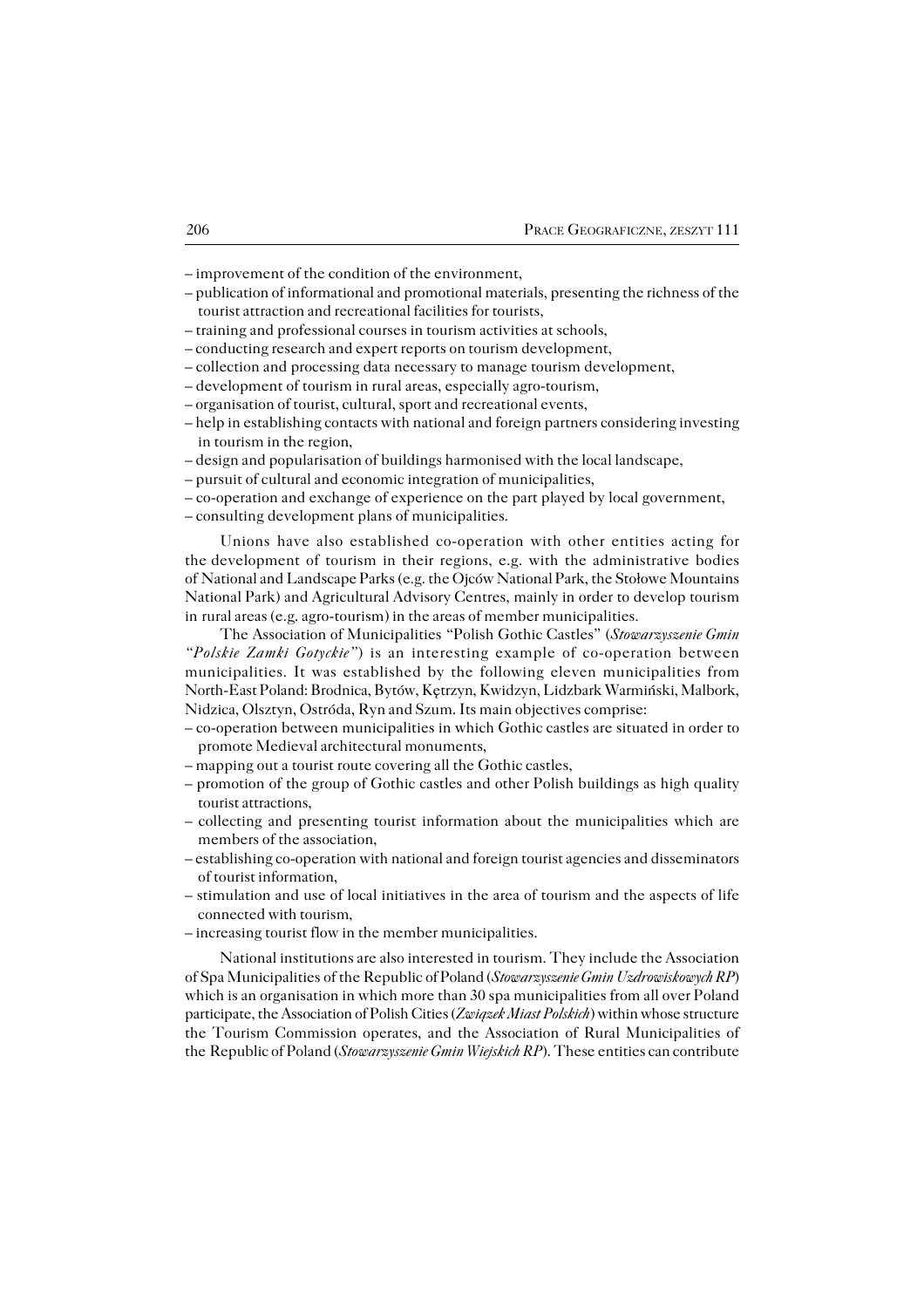– improvement of the condition of the environment,
– publication of informational and promotional materials, presenting the richness of the tourist attraction and recreational facilities for tourists,
– training and professional courses in tourism activities at schools,
– conducting research and expert reports on tourism development,
– collection and processing data necessary to manage tourism development,
– development of tourism in rural areas, especially agro-tourism,
– organisation of tourist, cultural, sport and recreational events,
– help in establishing contacts with national and foreign partners considering investing in tourism in the region,
– design and popularisation of buildings harmonised with the local landscape,
– pursuit of cultural and economic integration of municipalities,
– co-operation and exchange of experience on the part played by local government,
– consulting development plans of municipalities.

Unions have also established co-operation with other entities acting for the development of tourism in their regions, e.g. with the administrative bodies of National and Landscape Parks (e.g. the Ojców National Park, the Stołowe Mountains National Park) and Agricultural Advisory Centres, mainly in order to develop tourism in rural areas (e.g. agro-tourism) in the areas of member municipalities.

The Association of Municipalities "Polish Gothic Castles" (*Stowarzyszenie Gmin "Polskie Zamki Gotyckie"*) is an interesting example of co-operation between municipalities. It was established by the following eleven municipalities from North-East Poland: Brodnica, Bytów, Kętrzyn, Kwidzyn, Lidzbark Warmiński, Malbork, Nidzica, Olsztyn, Ostróda, Ryn and Szum. Its main objectives comprise:
– co-operation between municipalities in which Gothic castles are situated in order to promote Medieval architectural monuments,
– mapping out a tourist route covering all the Gothic castles,
– promotion of the group of Gothic castles and other Polish buildings as high quality tourist attractions,
– collecting and presenting tourist information about the municipalities which are members of the association,
– establishing co-operation with national and foreign tourist agencies and disseminators of tourist information,
– stimulation and use of local initiatives in the area of tourism and the aspects of life connected with tourism,
– increasing tourist flow in the member municipalities.

National institutions are also interested in tourism. They include the Association of Spa Municipalities of the Republic of Poland (*Stowarzyszenie Gmin Uzdrowiskowych RP*) which is an organisation in which more than 30 spa municipalities from all over Poland participate, the Association of Polish Cities (*Związek Miast Polskich*) within whose structure the Tourism Commission operates, and the Association of Rural Municipalities of the Republic of Poland (*Stowarzyszenie Gmin Wiejskich RP*). These entities can contribute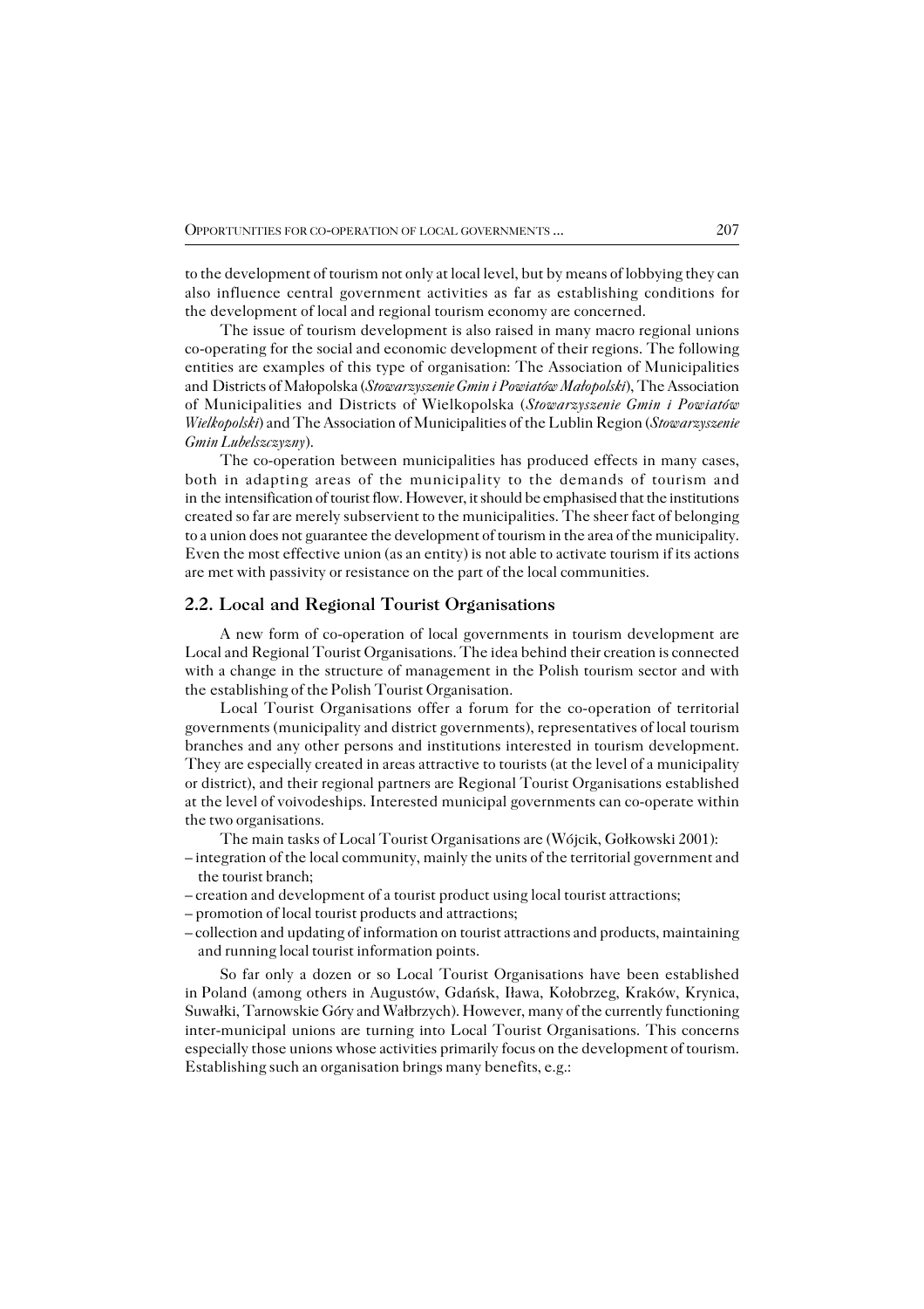to the development of tourism not only at local level, but by means of lobbying they can also influence central government activities as far as establishing conditions for the development of local and regional tourism economy are concerned.

The issue of tourism development is also raised in many macro regional unions co-operating for the social and economic development of their regions. The following entities are examples of this type of organisation: The Association of Municipalities and Districts of Małopolska (*Stowarzyszenie Gmin i Powiatów Małopolski*), The Association of Municipalities and Districts of Wielkopolska (*Stowarzyszenie Gmin i Powiatów Wielkopolski*) and The Association of Municipalities of the Lublin Region (*Stowarzyszenie Gmin Lubelszczyzny*).

The co-operation between municipalities has produced effects in many cases, both in adapting areas of the municipality to the demands of tourism and in the intensification of tourist flow. However, it should be emphasised that the institutions created so far are merely subservient to the municipalities. The sheer fact of belonging to a union does not guarantee the development of tourism in the area of the municipality. Even the most effective union (as an entity) is not able to activate tourism if its actions are met with passivity or resistance on the part of the local communities.

## 2.2. Local and Regional Tourist Organisations

A new form of co-operation of local governments in tourism development are Local and Regional Tourist Organisations. The idea behind their creation is connected with a change in the structure of management in the Polish tourism sector and with the establishing of the Polish Tourist Organisation.

Local Tourist Organisations offer a forum for the co-operation of territorial governments (municipality and district governments), representatives of local tourism branches and any other persons and institutions interested in tourism development. They are especially created in areas attractive to tourists (at the level of a municipality or district), and their regional partners are Regional Tourist Organisations established at the level of voivodeships. Interested municipal governments can co-operate within the two organisations.

The main tasks of Local Tourist Organisations are (Wójcik, Gołkowski 2001):

- integration of the local community, mainly the units of the territorial government and the tourist branch;
- creation and development of a tourist product using local tourist attractions;
- promotion of local tourist products and attractions;
- collection and updating of information on tourist attractions and products, maintaining and running local tourist information points.

So far only a dozen or so Local Tourist Organisations have been established in Poland (among others in Augustów, Gdańsk, Iława, Kołobrzeg, Kraków, Krynica, Suwałki, Tarnowskie Góry and Wałbrzych). However, many of the currently functioning inter-municipal unions are turning into Local Tourist Organisations. This concerns especially those unions whose activities primarily focus on the development of tourism. Establishing such an organisation brings many benefits, e.g.: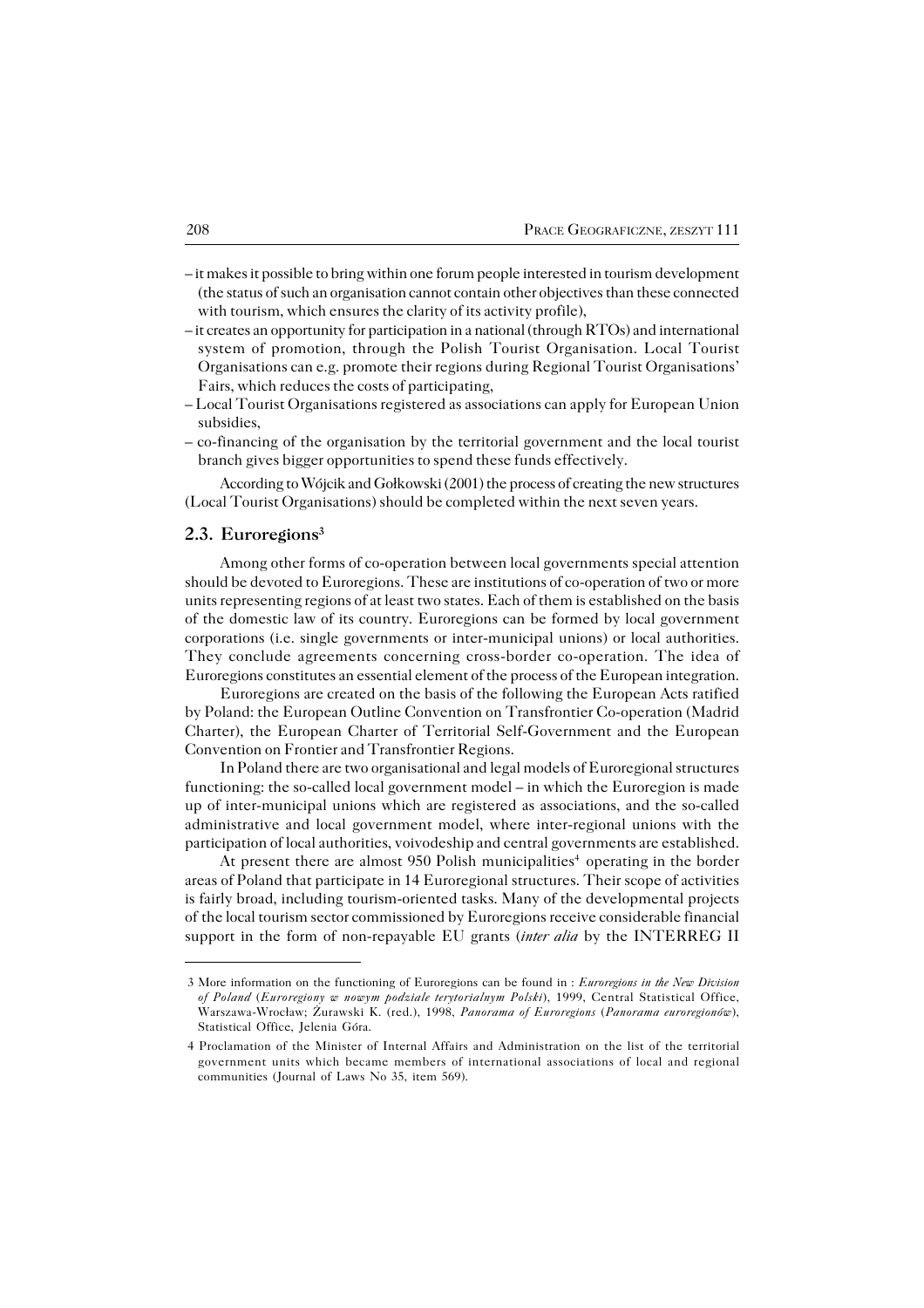– it makes it possible to bring within one forum people interested in tourism development (the status of such an organisation cannot contain other objectives than these connected with tourism, which ensures the clarity of its activity profile),
– it creates an opportunity for participation in a national (through RTOs) and international system of promotion, through the Polish Tourist Organisation. Local Tourist Organisations can e.g. promote their regions during Regional Tourist Organisations' Fairs, which reduces the costs of participating,
– Local Tourist Organisations registered as associations can apply for European Union subsidies,
– co-financing of the organisation by the territorial government and the local tourist branch gives bigger opportunities to spend these funds effectively.

According to Wójcik and Gołkowski (2001) the process of creating the new structures (Local Tourist Organisations) should be completed within the next seven years.

## 2.3. Euroregions[3]

Among other forms of co-operation between local governments special attention should be devoted to Euroregions. These are institutions of co-operation of two or more units representing regions of at least two states. Each of them is established on the basis of the domestic law of its country. Euroregions can be formed by local government corporations (i.e. single governments or inter-municipal unions) or local authorities. They conclude agreements concerning cross-border co-operation. The idea of Euroregions constitutes an essential element of the process of the European integration.

Euroregions are created on the basis of the following the European Acts ratified by Poland: the European Outline Convention on Transfrontier Co-operation (Madrid Charter), the European Charter of Territorial Self-Government and the European Convention on Frontier and Transfrontier Regions.

In Poland there are two organisational and legal models of Euroregional structures functioning: the so-called local government model – in which the Euroregion is made up of inter-municipal unions which are registered as associations, and the so-called administrative and local government model, where inter-regional unions with the participation of local authorities, voivodeship and central governments are established.

At present there are almost 950 Polish municipalities[4] operating in the border areas of Poland that participate in 14 Euroregional structures. Their scope of activities is fairly broad, including tourism-oriented tasks. Many of the developmental projects of the local tourism sector commissioned by Euroregions receive considerable financial support in the form of non-repayable EU grants (*inter alia* by the INTERREG II

---

3 More information on the functioning of Euroregions can be found in : *Euroregions in the New Division of Poland* (*Euroregiony w nowym podziale terytorialnym Polski*), 1999, Central Statistical Office, Warszawa-Wrocław; Żurawski K. (red.), 1998, *Panorama of Euroregions* (*Panorama euroregionów*), Statistical Office, Jelenia Góra.

4 Proclamation of the Minister of Internal Affairs and Administration on the list of the territorial government units which became members of international associations of local and regional communities (Journal of Laws No 35, item 569).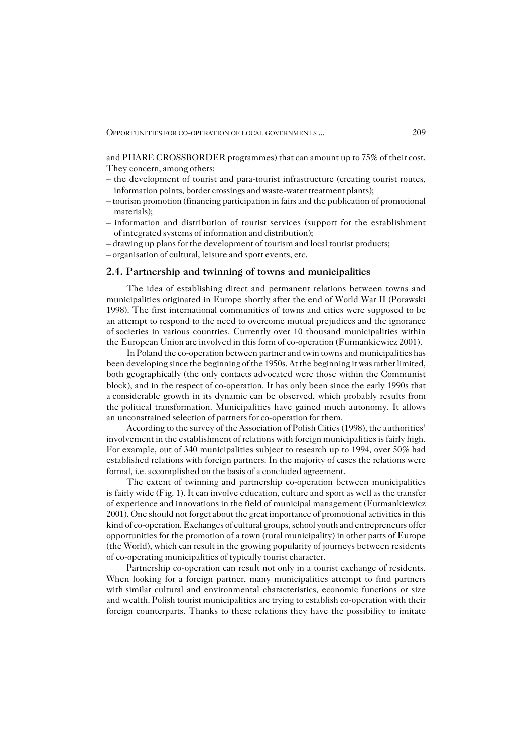and PHARE CROSSBORDER programmes) that can amount up to 75% of their cost. They concern, among others:

– the development of tourist and para-tourist infrastructure (creating tourist routes, information points, border crossings and waste-water treatment plants);
– tourism promotion (financing participation in fairs and the publication of promotional materials);
– information and distribution of tourist services (support for the establishment of integrated systems of information and distribution);
– drawing up plans for the development of tourism and local tourist products;
– organisation of cultural, leisure and sport events, etc.

## 2.4. Partnership and twinning of towns and municipalities

The idea of establishing direct and permanent relations between towns and municipalities originated in Europe shortly after the end of World War II (Porawski 1998). The first international communities of towns and cities were supposed to be an attempt to respond to the need to overcome mutual prejudices and the ignorance of societies in various countries. Currently over 10 thousand municipalities within the European Union are involved in this form of co-operation (Furmankiewicz 2001).

In Poland the co-operation between partner and twin towns and municipalities has been developing since the beginning of the 1950s. At the beginning it was rather limited, both geographically (the only contacts advocated were those within the Communist block), and in the respect of co-operation. It has only been since the early 1990s that a considerable growth in its dynamic can be observed, which probably results from the political transformation. Municipalities have gained much autonomy. It allows an unconstrained selection of partners for co-operation for them.

According to the survey of the Association of Polish Cities (1998), the authorities' involvement in the establishment of relations with foreign municipalities is fairly high. For example, out of 340 municipalities subject to research up to 1994, over 50% had established relations with foreign partners. In the majority of cases the relations were formal, i.e. accomplished on the basis of a concluded agreement.

The extent of twinning and partnership co-operation between municipalities is fairly wide (Fig. 1). It can involve education, culture and sport as well as the transfer of experience and innovations in the field of municipal management (Furmankiewicz 2001). One should not forget about the great importance of promotional activities in this kind of co-operation. Exchanges of cultural groups, school youth and entrepreneurs offer opportunities for the promotion of a town (rural municipality) in other parts of Europe (the World), which can result in the growing popularity of journeys between residents of co-operating municipalities of typically tourist character.

Partnership co-operation can result not only in a tourist exchange of residents. When looking for a foreign partner, many municipalities attempt to find partners with similar cultural and environmental characteristics, economic functions or size and wealth. Polish tourist municipalities are trying to establish co-operation with their foreign counterparts. Thanks to these relations they have the possibility to imitate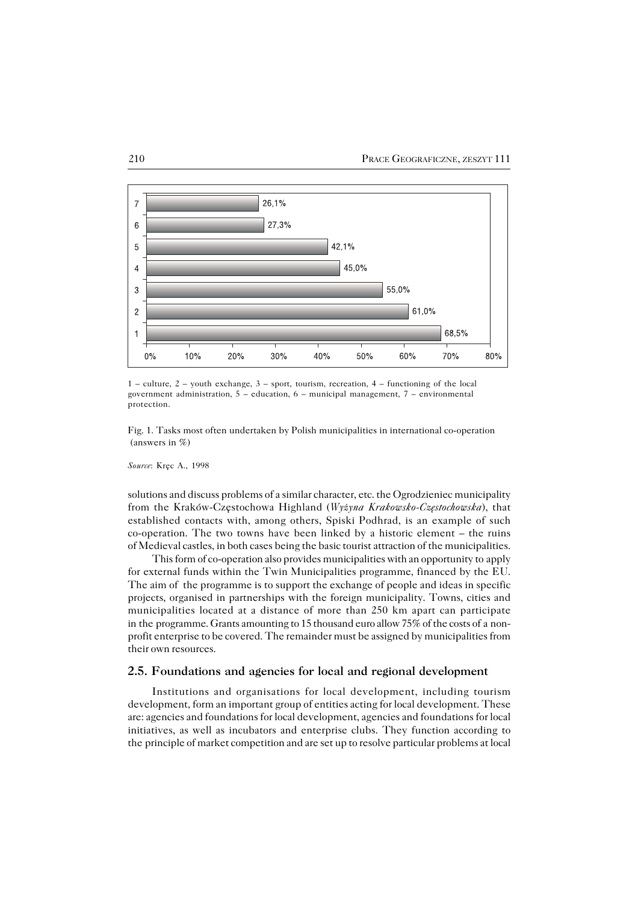| Category | Value |
|---|---|
| 7 | 26,1% |
| 6 | 27,3% |
| 5 | 42,1% |
| 4 | 45,0% |
| 3 | 55,0% |
| 2 | 61,0% |
| 1 | 68,5% |

1 – culture, 2 – youth exchange, 3 – sport, tourism, recreation, 4 – functioning of the local government administration, 5 – education, 6 – municipal management, 7 – environmental protection.

Fig. 1. Tasks most often undertaken by Polish municipalities in international co-operation (answers in %)

*Source*: Kręc A., 1998

solutions and discuss problems of a similar character, etc. the Ogrodzieniec municipality from the Kraków-Częstochowa Highland (*Wyżyna Krakowsko-Częstochowska*), that established contacts with, among others, Spiski Podhrad, is an example of such co-operation. The two towns have been linked by a historic element – the ruins of Medieval castles, in both cases being the basic tourist attraction of the municipalities.

This form of co-operation also provides municipalities with an opportunity to apply for external funds within the Twin Municipalities programme, financed by the EU. The aim of the programme is to support the exchange of people and ideas in specific projects, organised in partnerships with the foreign municipality. Towns, cities and municipalities located at a distance of more than 250 km apart can participate in the programme. Grants amounting to 15 thousand euro allow 75% of the costs of a non-profit enterprise to be covered. The remainder must be assigned by municipalities from their own resources.

## 2.5. Foundations and agencies for local and regional development

Institutions and organisations for local development, including tourism development, form an important group of entities acting for local development. These are: agencies and foundations for local development, agencies and foundations for local initiatives, as well as incubators and enterprise clubs. They function according to the principle of market competition and are set up to resolve particular problems at local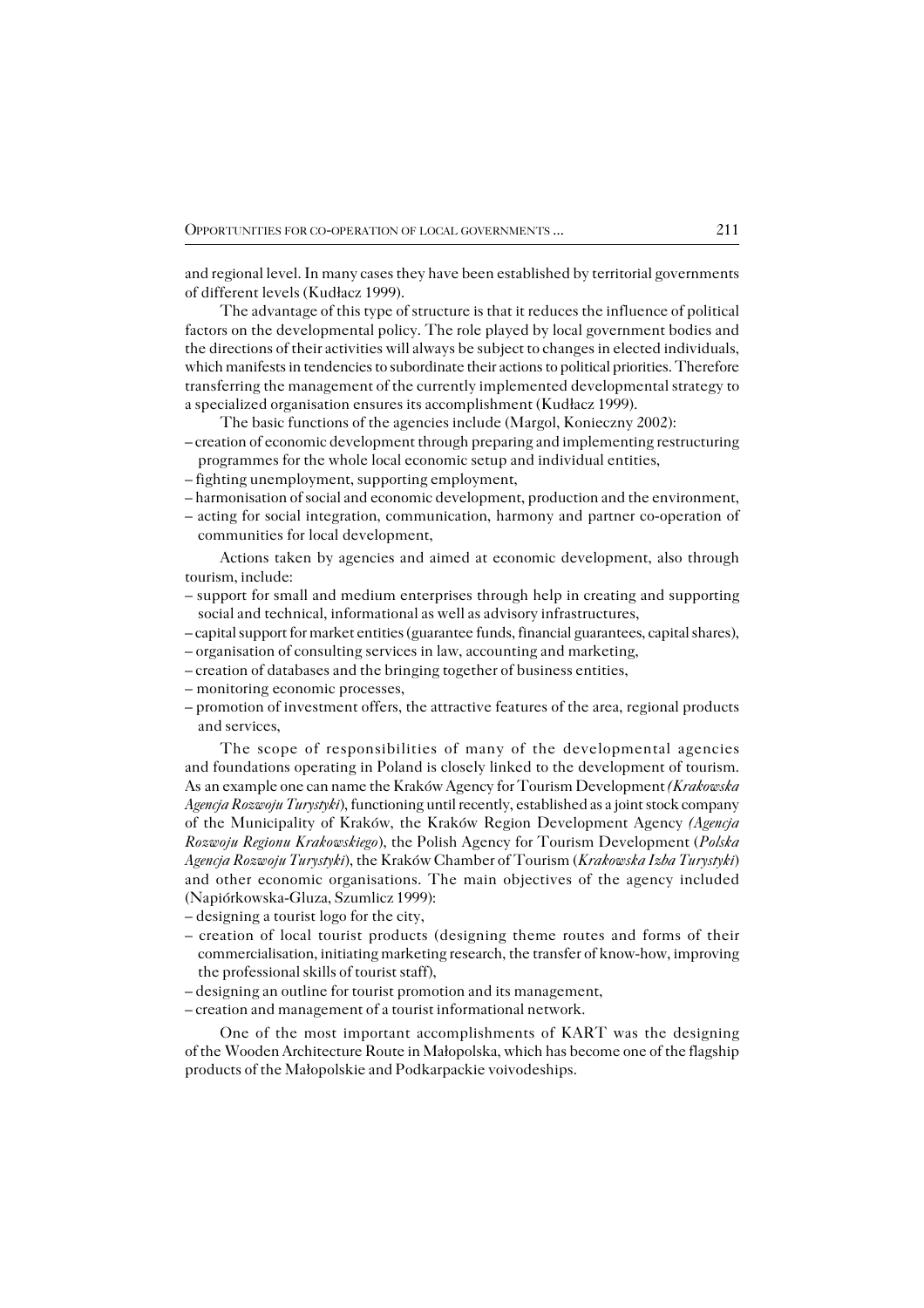and regional level. In many cases they have been established by territorial governments of different levels (Kudłacz 1999).

The advantage of this type of structure is that it reduces the influence of political factors on the developmental policy. The role played by local government bodies and the directions of their activities will always be subject to changes in elected individuals, which manifests in tendencies to subordinate their actions to political priorities. Therefore transferring the management of the currently implemented developmental strategy to a specialized organisation ensures its accomplishment (Kudłacz 1999).

The basic functions of the agencies include (Margol, Konieczny 2002):

- creation of economic development through preparing and implementing restructuring programmes for the whole local economic setup and individual entities,
- fighting unemployment, supporting employment,
- harmonisation of social and economic development, production and the environment,
- acting for social integration, communication, harmony and partner co-operation of communities for local development,

Actions taken by agencies and aimed at economic development, also through tourism, include:

- support for small and medium enterprises through help in creating and supporting social and technical, informational as well as advisory infrastructures,
- capital support for market entities (guarantee funds, financial guarantees, capital shares),
- organisation of consulting services in law, accounting and marketing,
- creation of databases and the bringing together of business entities,
- monitoring economic processes,
- promotion of investment offers, the attractive features of the area, regional products and services,

The scope of responsibilities of many of the developmental agencies and foundations operating in Poland is closely linked to the development of tourism. As an example one can name the Kraków Agency for Tourism Development *(Krakowska Agencja Rozwoju Turystyki)*, functioning until recently, established as a joint stock company of the Municipality of Kraków, the Kraków Region Development Agency *(Agencja Rozwoju Regionu Krakowskiego)*, the Polish Agency for Tourism Development (*Polska Agencja Rozwoju Turystyki*), the Kraków Chamber of Tourism (*Krakowska Izba Turystyki*) and other economic organisations. The main objectives of the agency included (Napiórkowska-Gluza, Szumlicz 1999):

- designing a tourist logo for the city,
- creation of local tourist products (designing theme routes and forms of their commercialisation, initiating marketing research, the transfer of know-how, improving the professional skills of tourist staff),
- designing an outline for tourist promotion and its management,
- creation and management of a tourist informational network.

One of the most important accomplishments of KART was the designing of the Wooden Architecture Route in Małopolska, which has become one of the flagship products of the Małopolskie and Podkarpackie voivodeships.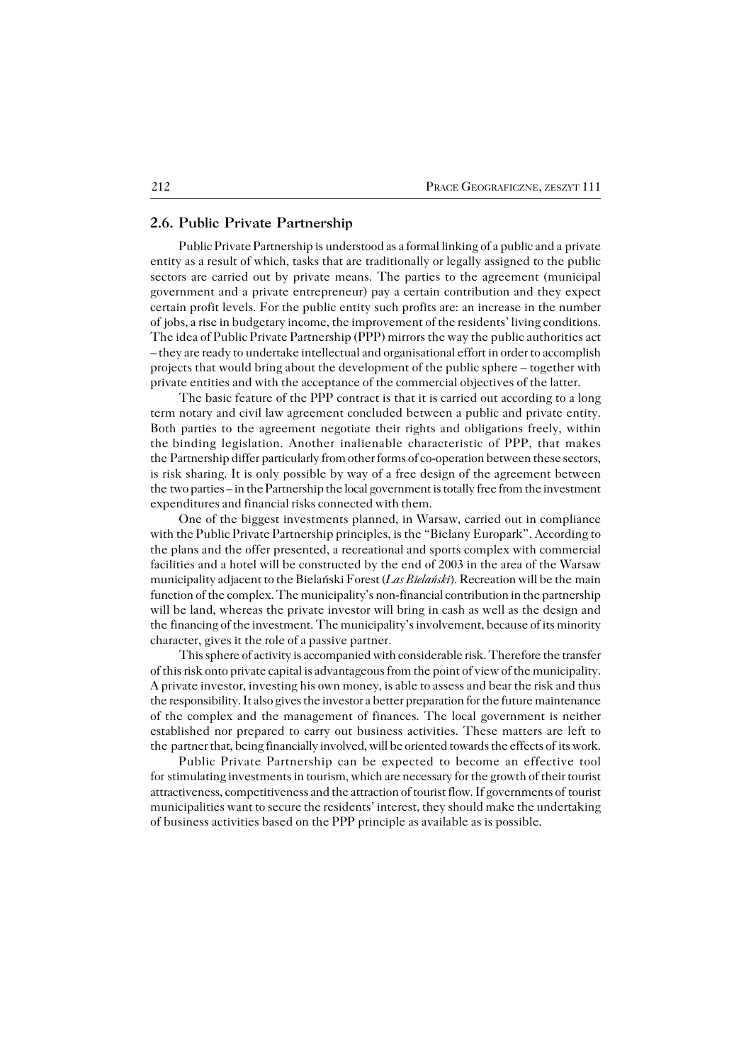## 2.6. Public Private Partnership

Public Private Partnership is understood as a formal linking of a public and a private entity as a result of which, tasks that are traditionally or legally assigned to the public sectors are carried out by private means. The parties to the agreement (municipal government and a private entrepreneur) pay a certain contribution and they expect certain profit levels. For the public entity such profits are: an increase in the number of jobs, a rise in budgetary income, the improvement of the residents' living conditions. The idea of Public Private Partnership (PPP) mirrors the way the public authorities act – they are ready to undertake intellectual and organisational effort in order to accomplish projects that would bring about the development of the public sphere – together with private entities and with the acceptance of the commercial objectives of the latter.

The basic feature of the PPP contract is that it is carried out according to a long term notary and civil law agreement concluded between a public and private entity. Both parties to the agreement negotiate their rights and obligations freely, within the binding legislation. Another inalienable characteristic of PPP, that makes the Partnership differ particularly from other forms of co-operation between these sectors, is risk sharing. It is only possible by way of a free design of the agreement between the two parties – in the Partnership the local government is totally free from the investment expenditures and financial risks connected with them.

One of the biggest investments planned, in Warsaw, carried out in compliance with the Public Private Partnership principles, is the "Bielany Europark". According to the plans and the offer presented, a recreational and sports complex with commercial facilities and a hotel will be constructed by the end of 2003 in the area of the Warsaw municipality adjacent to the Bielański Forest (*Las Bielański*). Recreation will be the main function of the complex. The municipality's non-financial contribution in the partnership will be land, whereas the private investor will bring in cash as well as the design and the financing of the investment. The municipality's involvement, because of its minority character, gives it the role of a passive partner.

This sphere of activity is accompanied with considerable risk. Therefore the transfer of this risk onto private capital is advantageous from the point of view of the municipality. A private investor, investing his own money, is able to assess and bear the risk and thus the responsibility. It also gives the investor a better preparation for the future maintenance of the complex and the management of finances. The local government is neither established nor prepared to carry out business activities. These matters are left to the partner that, being financially involved, will be oriented towards the effects of its work.

Public Private Partnership can be expected to become an effective tool for stimulating investments in tourism, which are necessary for the growth of their tourist attractiveness, competitiveness and the attraction of tourist flow. If governments of tourist municipalities want to secure the residents' interest, they should make the undertaking of business activities based on the PPP principle as available as is possible.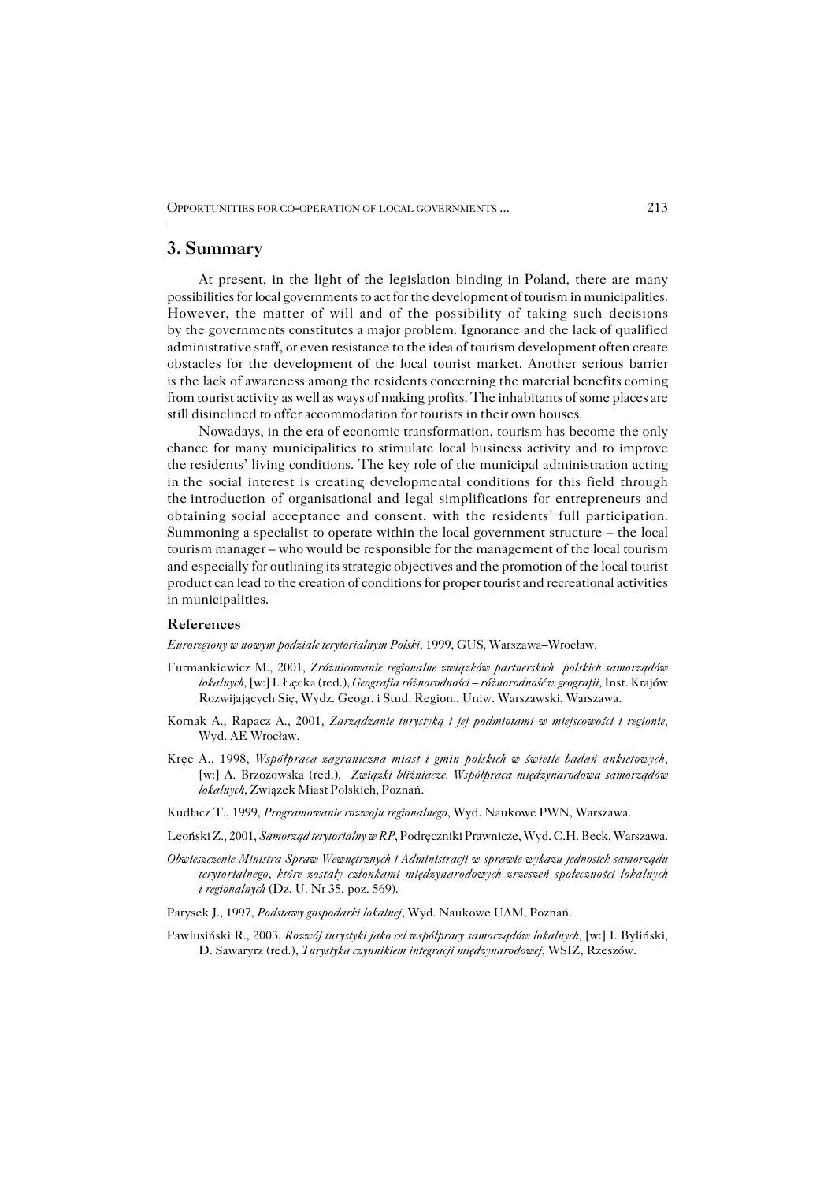## 3. Summary

At present, in the light of the legislation binding in Poland, there are many possibilities for local governments to act for the development of tourism in municipalities. However, the matter of will and of the possibility of taking such decisions by the governments constitutes a major problem. Ignorance and the lack of qualified administrative staff, or even resistance to the idea of tourism development often create obstacles for the development of the local tourist market. Another serious barrier is the lack of awareness among the residents concerning the material benefits coming from tourist activity as well as ways of making profits. The inhabitants of some places are still disinclined to offer accommodation for tourists in their own houses.

Nowadays, in the era of economic transformation, tourism has become the only chance for many municipalities to stimulate local business activity and to improve the residents' living conditions. The key role of the municipal administration acting in the social interest is creating developmental conditions for this field through the introduction of organisational and legal simplifications for entrepreneurs and obtaining social acceptance and consent, with the residents' full participation. Summoning a specialist to operate within the local government structure – the local tourism manager – who would be responsible for the management of the local tourism and especially for outlining its strategic objectives and the promotion of the local tourist product can lead to the creation of conditions for proper tourist and recreational activities in municipalities.

### References

*Euroregiony w nowym podziale terytorialnym Polski*, 1999, GUS, Warszawa–Wrocław.

Furmankiewicz M., 2001, *Zróżnicowanie regionalne związków partnerskich polskich samorządów lokalnych*, [w:] I. Łęcka (red.), *Geografia różnorodności – różnorodność w geografii*, Inst. Krajów Rozwijających Się, Wydz. Geogr. i Stud. Region., Uniw. Warszawski, Warszawa.

Kornak A., Rapacz A., 2001, *Zarządzanie turystyką i jej podmiotami w miejscowości i regionie*, Wyd. AE Wrocław.

Kręc A., 1998, *Współpraca zagraniczna miast i gmin polskich w świetle badań ankietowych*, [w:] A. Brzozowska (red.), *Związki bliźniacze. Współpraca międzynarodowa samorządów lokalnych*, Związek Miast Polskich, Poznań.

Kudłacz T., 1999, *Programowanie rozwoju regionalnego*, Wyd. Naukowe PWN, Warszawa.

Leoński Z., 2001, *Samorząd terytorialny w RP*, Podręczniki Prawnicze, Wyd. C.H. Beck, Warszawa.

*Obwieszczenie Ministra Spraw Wewnętrznych i Administracji w sprawie wykazu jednostek samorządu terytorialnego, które zostały członkami międzynarodowych zrzeszeń społeczności lokalnych i regionalnych* (Dz. U. Nr 35, poz. 569).

Parysek J., 1997, *Podstawy gospodarki lokalnej*, Wyd. Naukowe UAM, Poznań.

Pawlusiński R., 2003, *Rozwój turystyki jako cel współpracy samorządów lokalnych*, [w:] I. Byliński, D. Sawaryrz (red.), *Turystyka czynnikiem integracji międzynarodowej*, WSIZ, Rzeszów.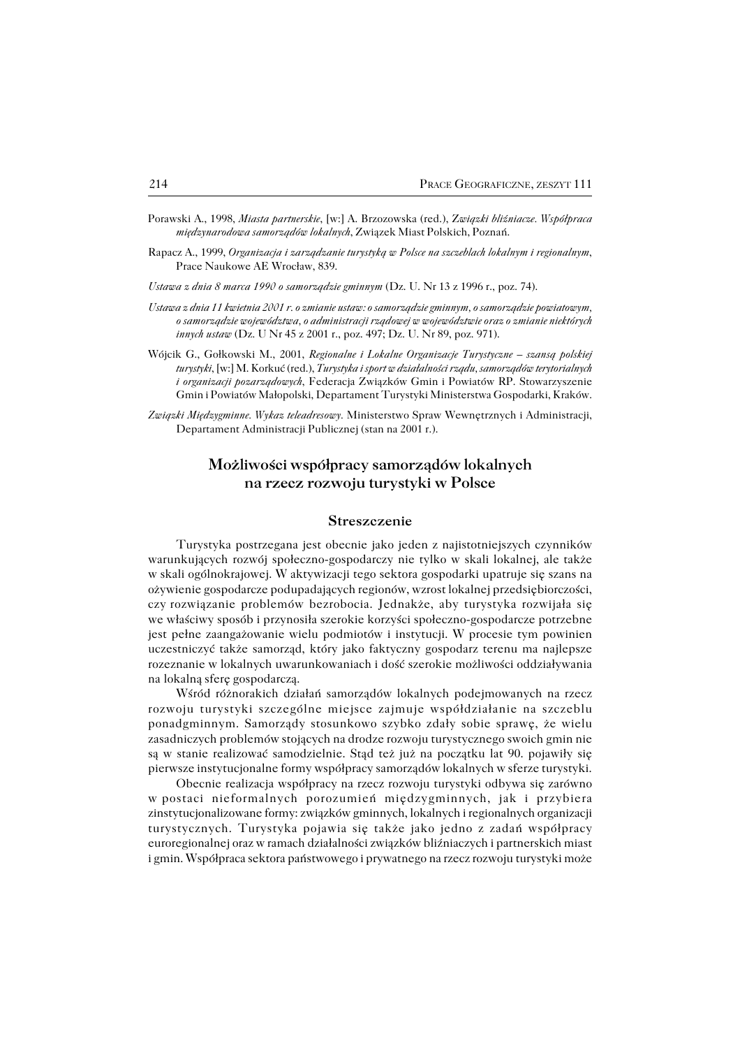Porawski A., 1998, *Miasta partnerskie*, [w:] A. Brzozowska (red.), *Związki bliźniacze. Współpraca międzynarodowa samorządów lokalnych*, Związek Miast Polskich, Poznań.

Rapacz A., 1999, *Organizacja i zarządzanie turystyką w Polsce na szczeblach lokalnym i regionalnym*, Prace Naukowe AE Wrocław, 839.

*Ustawa z dnia 8 marca 1990 o samorządzie gminnym* (Dz. U. Nr 13 z 1996 r., poz. 74).

*Ustawa z dnia 11 kwietnia 2001 r. o zmianie ustaw: o samorządzie gminnym, o samorządzie powiatowym, o samorządzie województwa, o administracji rządowej w województwie oraz o zmianie niektórych innych ustaw* (Dz. U Nr 45 z 2001 r., poz. 497; Dz. U. Nr 89, poz. 971).

Wójcik G., Gołkowski M., 2001, *Regionalne i Lokalne Organizacje Turystyczne – szansą polskiej turystyki*, [w:] M. Korkuć (red.), *Turystyka i sport w działalności rządu, samorządów terytorialnych i organizacji pozarządowych*, Federacja Związków Gmin i Powiatów RP. Stowarzyszenie Gmin i Powiatów Małopolski, Departament Turystyki Ministerstwa Gospodarki, Kraków.

*Związki Międzygminne. Wykaz teleadresowy*. Ministerstwo Spraw Wewnętrznych i Administracji, Departament Administracji Publicznej (stan na 2001 r.).

## Możliwości współpracy samorządów lokalnych na rzecz rozwoju turystyki w Polsce

### Streszczenie

Turystyka postrzegana jest obecnie jako jeden z najistotniejszych czynników warunkujących rozwój społeczno-gospodarczy nie tylko w skali lokalnej, ale także w skali ogólnokrajowej. W aktywizacji tego sektora gospodarki upatruje się szans na ożywienie gospodarcze podupadających regionów, wzrost lokalnej przedsiębiorczości, czy rozwiązanie problemów bezrobocia. Jednakże, aby turystyka rozwijała się we właściwy sposób i przynosiła szerokie korzyści społeczno-gospodarcze potrzebne jest pełne zaangażowanie wielu podmiotów i instytucji. W procesie tym powinien uczestniczyć także samorząd, który jako faktyczny gospodarz terenu ma najlepsze rozeznanie w lokalnych uwarunkowaniach i dość szerokie możliwości oddziaływania na lokalną sferę gospodarczą.

Wśród różnorakich działań samorządów lokalnych podejmowanych na rzecz rozwoju turystyki szczególne miejsce zajmuje współdziałanie na szczeblu ponadgminnym. Samorządy stosunkowo szybko zdały sobie sprawę, że wielu zasadniczych problemów stojących na drodze rozwoju turystycznego swoich gmin nie są w stanie realizować samodzielnie. Stąd też już na początku lat 90. pojawiły się pierwsze instytucjonalne formy współpracy samorządów lokalnych w sferze turystyki.

Obecnie realizacja współpracy na rzecz rozwoju turystyki odbywa się zarówno w postaci nieformalnych porozumień międzygminnych, jak i przybiera zinstytucjonalizowane formy: związków gminnych, lokalnych i regionalnych organizacji turystycznych. Turystyka pojawia się także jako jedno z zadań współpracy euroregionalnej oraz w ramach działalności związków bliźniaczych i partnerskich miast i gmin. Współpraca sektora państwowego i prywatnego na rzecz rozwoju turystyki może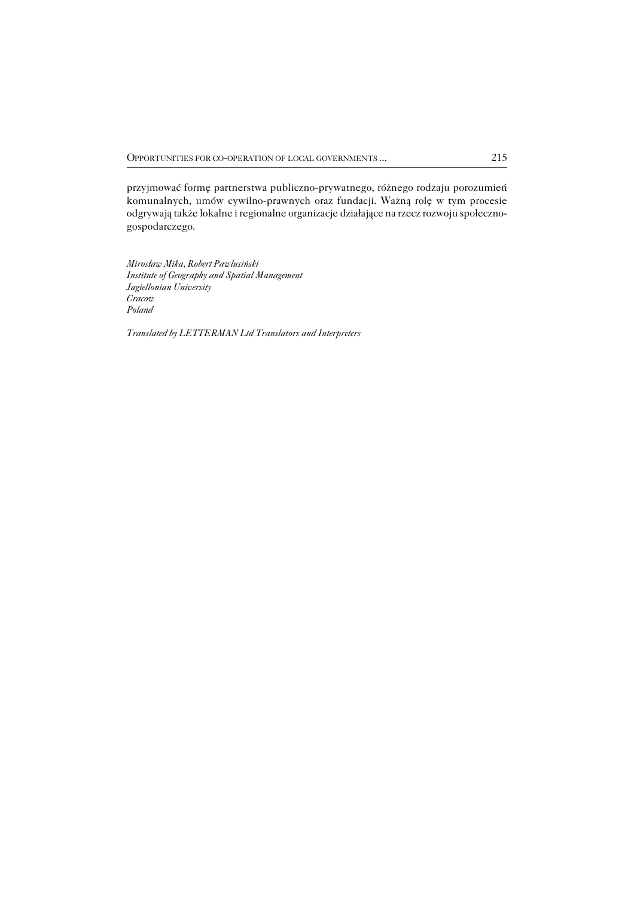przyjmować formę partnerstwa publiczno-prywatnego, różnego rodzaju porozumień komunalnych, umów cywilno-prawnych oraz fundacji. Ważną rolę w tym procesie odgrywają także lokalne i regionalne organizacje działające na rzecz rozwoju społeczno-gospodarczego.

*Mirosław Mika, Robert Pawlusiński*
*Institute of Geography and Spatial Management*
*Jagiellonian University*
*Cracow*
*Poland*

*Translated by LETTERMAN Ltd Translators and Interpreters*